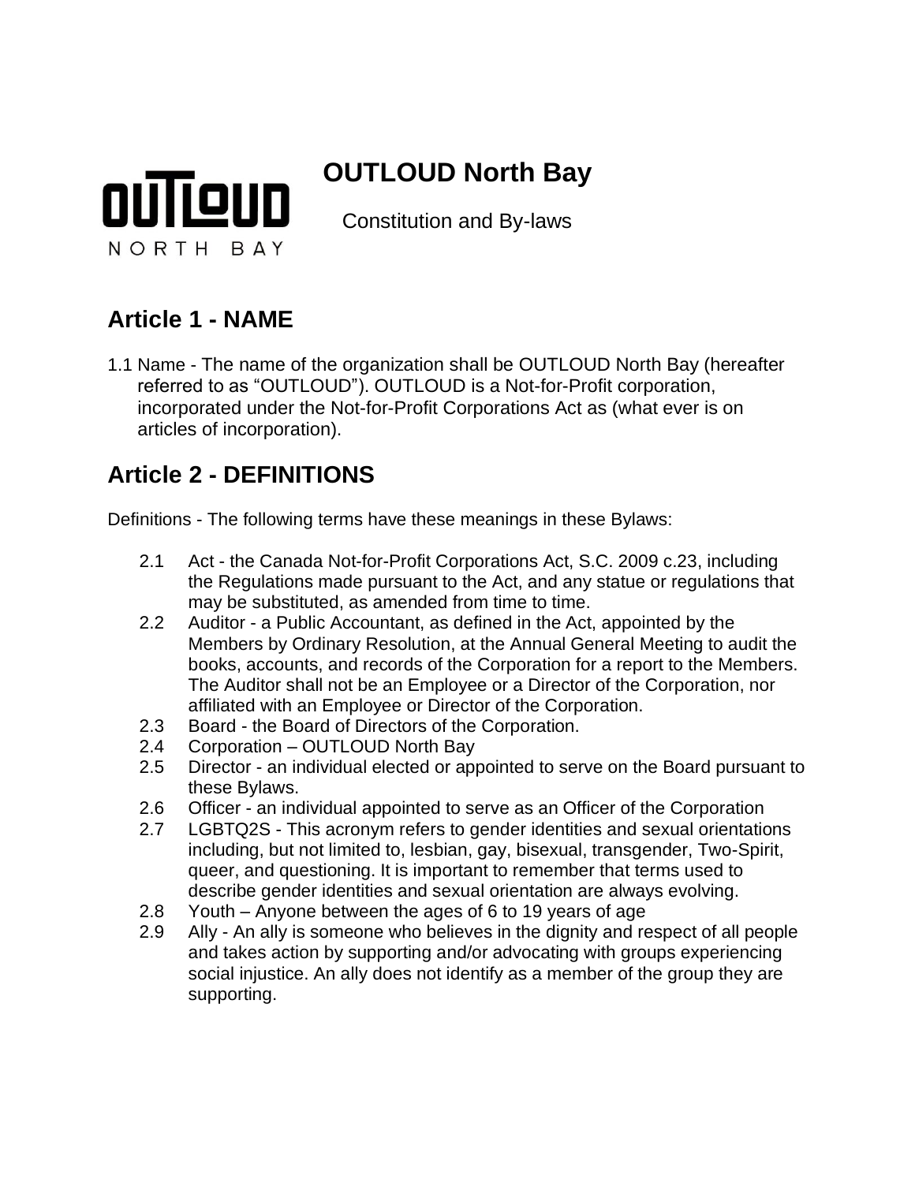# OUTLOUD North Bay

Constitution and By-laws

## Article 1 - NAME

1.1 Name - The name of the organization shall be OUTLOUD North Bay (hereafter referred to as "OUTLOUD"). OUTLOUD is a Not-for-Profit corporation, incorporated under the Not-for-Profit Corporations Act as (what ever is on articles of incorporation).

## Article 2 - DEFINITIONS

Definitions - The following terms have these meanings in these Bylaws:

2.1 Act - the Canada Not-for-Profit Corporations Act, S.C. 2009 c.23, including the Regulations made pursuant to the Act, and any statue or regulations that may be substituted, as amended from time to time.

2.2 Auditor - a Public Accountant, as defined in the Act, appointed by the Members by Ordinary Resolution, at the Annual General Meeting to audit the books, accounts, and records of the Corporation for a report to the Members. The Auditor shall not be an Employee or a Director of the Corporation, nor affiliated with an Employee or Director of the Corporation.

2.3 Board - the Board of Directors of the Corporation.

2.4 Corporation – OUTLOUD North Bay

2.5 Director - an individual elected or appointed to serve on the Board pursuant to these Bylaws.

2.6 Officer - an individual appointed to serve as an Officer of the Corporation

2.7 LGBTQ2S - This acronym refers to gender identities and sexual orientations including, but not limited to, lesbian, gay, bisexual, transgender, Two-Spirit, queer, and questioning. It is important to remember that terms used to describe gender identities and sexual orientation are always evolving.

2.8 Youth – Anyone between the ages of 6 to 19 years of age

2.9 Ally - An ally is someone who believes in the dignity and respect of all people and takes action by supporting and/or advocating with groups experiencing social injustice. An ally does not identify as a member of the group they are supporting.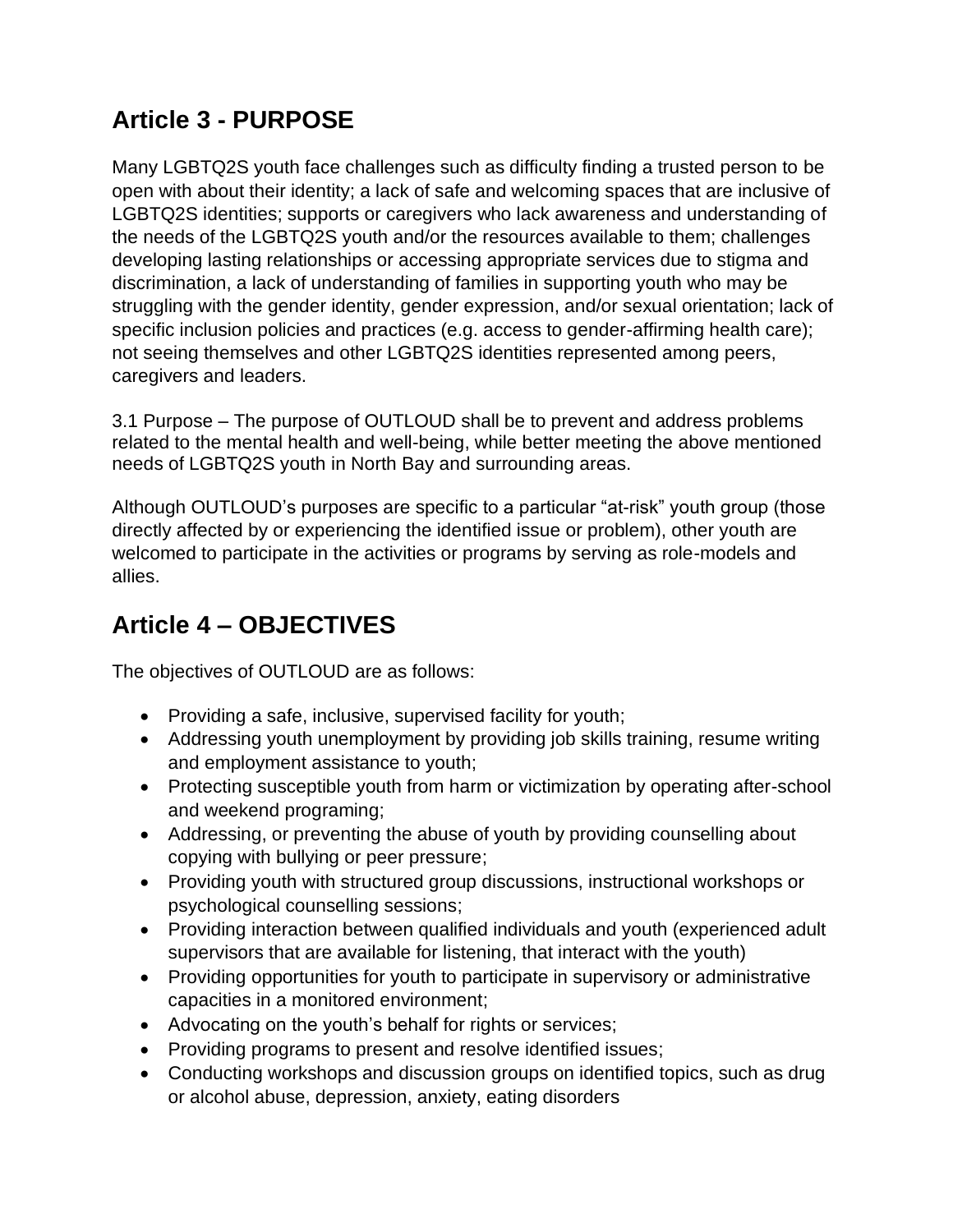## Article 3 - PURPOSE

Many LGBTQ2S youth face challenges such as difficulty finding a trusted person to be open with about their identity; a lack of safe and welcoming spaces that are inclusive of LGBTQ2S identities; supports or caregivers who lack awareness and understanding of the needs of the LGBTQ2S youth and/or the resources available to them; challenges developing lasting relationships or accessing appropriate services due to stigma and discrimination, a lack of understanding of families in supporting youth who may be struggling with the gender identity, gender expression, and/or sexual orientation; lack of specific inclusion policies and practices (e.g. access to gender-affirming health care); not seeing themselves and other LGBTQ2S identities represented among peers, caregivers and leaders.

3.1 Purpose – The purpose of OUTLOUD shall be to prevent and address problems related to the mental health and well-being, while better meeting the above mentioned needs of LGBTQ2S youth in North Bay and surrounding areas.

Although OUTLOUD's purposes are specific to a particular "at-risk" youth group (those directly affected by or experiencing the identified issue or problem), other youth are welcomed to participate in the activities or programs by serving as role-models and allies.

## Article 4 – OBJECTIVES

The objectives of OUTLOUD are as follows:

- Providing a safe, inclusive, supervised facility for youth;
- Addressing youth unemployment by providing job skills training, resume writing and employment assistance to youth;
- Protecting susceptible youth from harm or victimization by operating after-school and weekend programing;
- Addressing, or preventing the abuse of youth by providing counselling about copying with bullying or peer pressure;
- Providing youth with structured group discussions, instructional workshops or psychological counselling sessions;
- Providing interaction between qualified individuals and youth (experienced adult supervisors that are available for listening, that interact with the youth)
- Providing opportunities for youth to participate in supervisory or administrative capacities in a monitored environment;
- Advocating on the youth's behalf for rights or services;
- Providing programs to present and resolve identified issues;
- Conducting workshops and discussion groups on identified topics, such as drug or alcohol abuse, depression, anxiety, eating disorders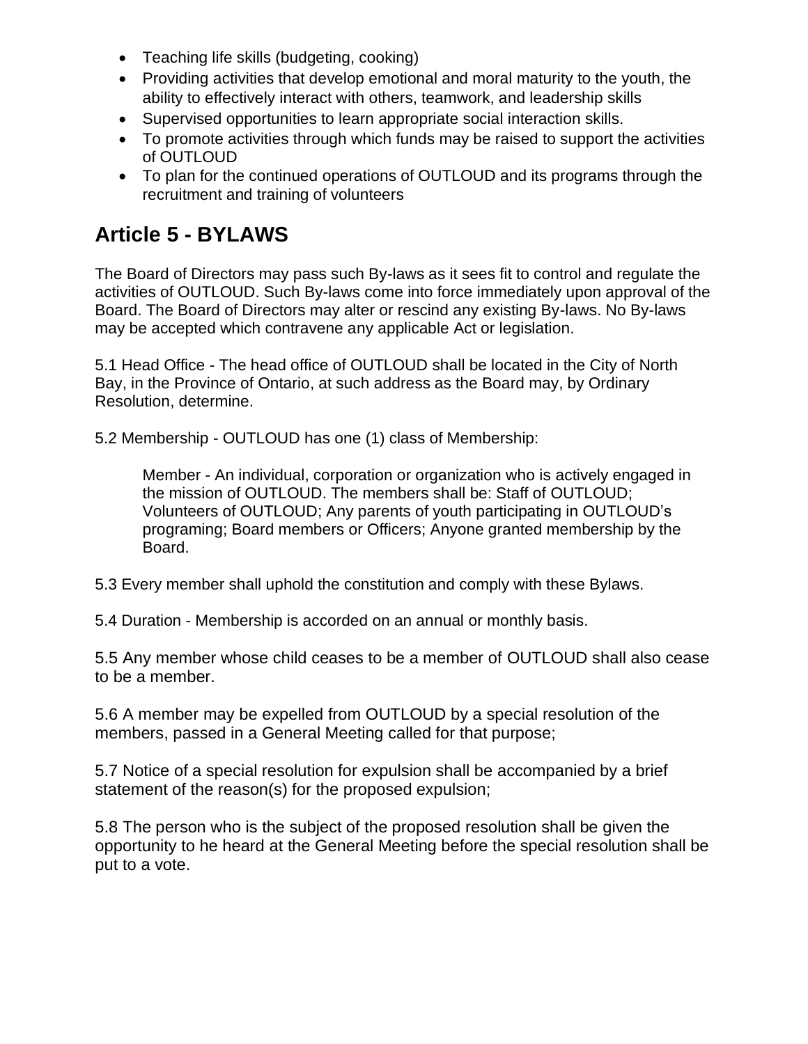- Teaching life skills (budgeting, cooking)
- Providing activities that develop emotional and moral maturity to the youth, the ability to effectively interact with others, teamwork, and leadership skills
- Supervised opportunities to learn appropriate social interaction skills.
- To promote activities through which funds may be raised to support the activities of OUTLOUD
- To plan for the continued operations of OUTLOUD and its programs through the recruitment and training of volunteers

## Article 5 - BYLAWS

The Board of Directors may pass such By-laws as it sees fit to control and regulate the activities of OUTLOUD. Such By-laws come into force immediately upon approval of the Board. The Board of Directors may alter or rescind any existing By-laws. No By-laws may be accepted which contravene any applicable Act or legislation.

5.1 Head Office - The head office of OUTLOUD shall be located in the City of North Bay, in the Province of Ontario, at such address as the Board may, by Ordinary Resolution, determine.

5.2 Membership - OUTLOUD has one (1) class of Membership:

> Member - An individual, corporation or organization who is actively engaged in the mission of OUTLOUD. The members shall be: Staff of OUTLOUD; Volunteers of OUTLOUD; Any parents of youth participating in OUTLOUD's programing; Board members or Officers; Anyone granted membership by the Board.

5.3 Every member shall uphold the constitution and comply with these Bylaws.

5.4 Duration - Membership is accorded on an annual or monthly basis.

5.5 Any member whose child ceases to be a member of OUTLOUD shall also cease to be a member.

5.6 A member may be expelled from OUTLOUD by a special resolution of the members, passed in a General Meeting called for that purpose;

5.7 Notice of a special resolution for expulsion shall be accompanied by a brief statement of the reason(s) for the proposed expulsion;

5.8 The person who is the subject of the proposed resolution shall be given the opportunity to he heard at the General Meeting before the special resolution shall be put to a vote.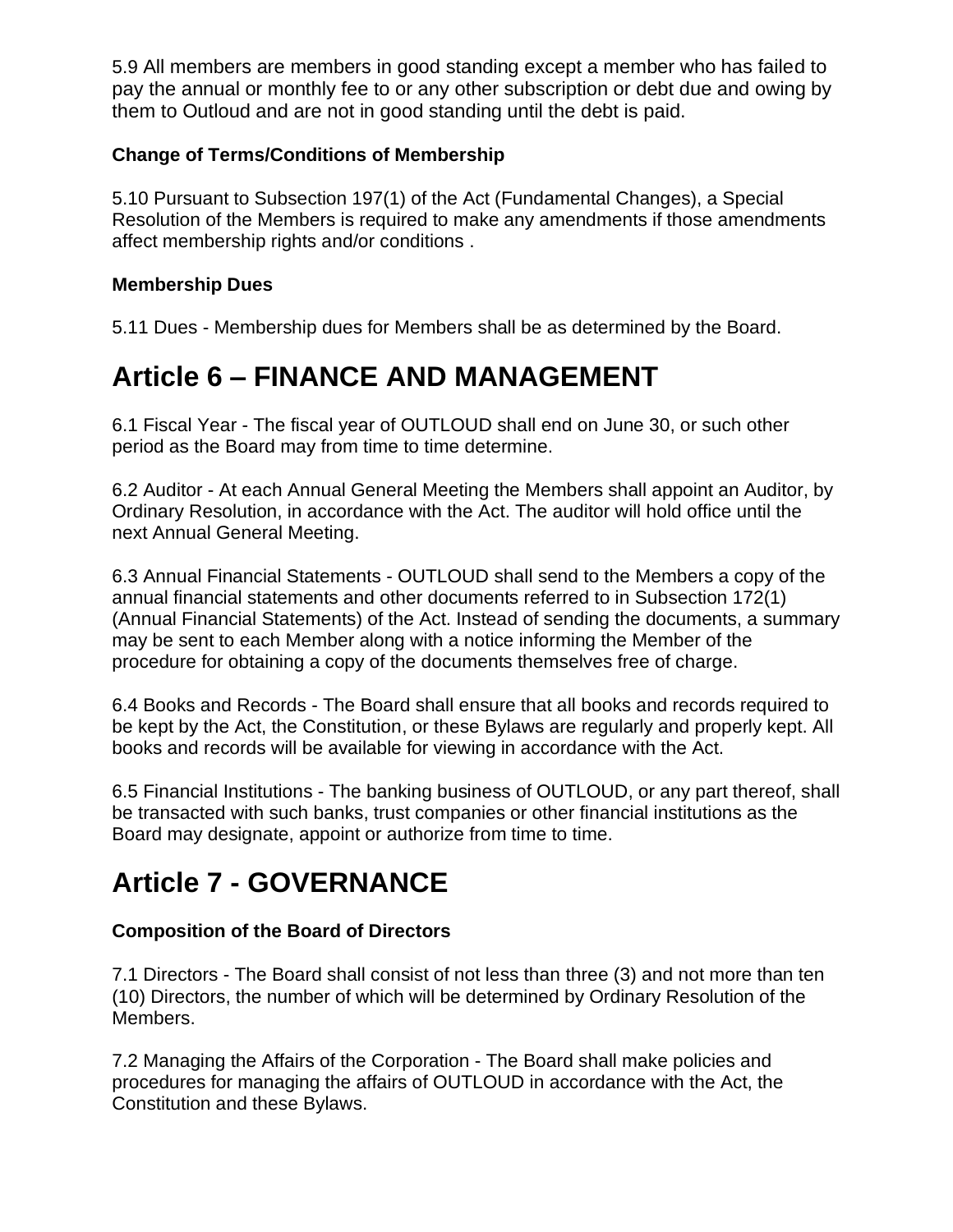5.9 All members are members in good standing except a member who has failed to pay the annual or monthly fee to or any other subscription or debt due and owing by them to Outloud and are not in good standing until the debt is paid.

**Change of Terms/Conditions of Membership**

5.10 Pursuant to Subsection 197(1) of the Act (Fundamental Changes), a Special Resolution of the Members is required to make any amendments if those amendments affect membership rights and/or conditions .

**Membership Dues**

5.11 Dues - Membership dues for Members shall be as determined by the Board.

# Article 6 – FINANCE AND MANAGEMENT

6.1 Fiscal Year - The fiscal year of OUTLOUD shall end on June 30, or such other period as the Board may from time to time determine.

6.2 Auditor - At each Annual General Meeting the Members shall appoint an Auditor, by Ordinary Resolution, in accordance with the Act. The auditor will hold office until the next Annual General Meeting.

6.3 Annual Financial Statements - OUTLOUD shall send to the Members a copy of the annual financial statements and other documents referred to in Subsection 172(1) (Annual Financial Statements) of the Act. Instead of sending the documents, a summary may be sent to each Member along with a notice informing the Member of the procedure for obtaining a copy of the documents themselves free of charge.

6.4 Books and Records - The Board shall ensure that all books and records required to be kept by the Act, the Constitution, or these Bylaws are regularly and properly kept. All books and records will be available for viewing in accordance with the Act.

6.5 Financial Institutions - The banking business of OUTLOUD, or any part thereof, shall be transacted with such banks, trust companies or other financial institutions as the Board may designate, appoint or authorize from time to time.

# Article 7 - GOVERNANCE

**Composition of the Board of Directors**

7.1 Directors - The Board shall consist of not less than three (3) and not more than ten (10) Directors, the number of which will be determined by Ordinary Resolution of the Members.

7.2 Managing the Affairs of the Corporation - The Board shall make policies and procedures for managing the affairs of OUTLOUD in accordance with the Act, the Constitution and these Bylaws.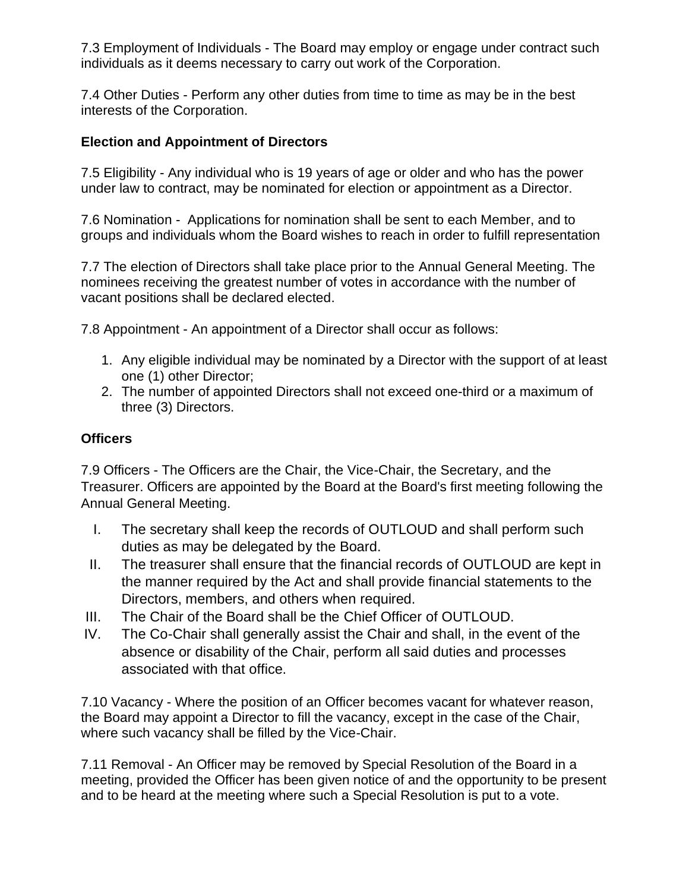7.3 Employment of Individuals - The Board may employ or engage under contract such individuals as it deems necessary to carry out work of the Corporation.

7.4 Other Duties - Perform any other duties from time to time as may be in the best interests of the Corporation.

**Election and Appointment of Directors**

7.5 Eligibility - Any individual who is 19 years of age or older and who has the power under law to contract, may be nominated for election or appointment as a Director.

7.6 Nomination - Applications for nomination shall be sent to each Member, and to groups and individuals whom the Board wishes to reach in order to fulfill representation

7.7 The election of Directors shall take place prior to the Annual General Meeting. The nominees receiving the greatest number of votes in accordance with the number of vacant positions shall be declared elected.

7.8 Appointment - An appointment of a Director shall occur as follows:

1. Any eligible individual may be nominated by a Director with the support of at least one (1) other Director;
2. The number of appointed Directors shall not exceed one-third or a maximum of three (3) Directors.

**Officers**

7.9 Officers - The Officers are the Chair, the Vice-Chair, the Secretary, and the Treasurer. Officers are appointed by the Board at the Board's first meeting following the Annual General Meeting.

I. The secretary shall keep the records of OUTLOUD and shall perform such duties as may be delegated by the Board.
II. The treasurer shall ensure that the financial records of OUTLOUD are kept in the manner required by the Act and shall provide financial statements to the Directors, members, and others when required.
III. The Chair of the Board shall be the Chief Officer of OUTLOUD.
IV. The Co-Chair shall generally assist the Chair and shall, in the event of the absence or disability of the Chair, perform all said duties and processes associated with that office.

7.10 Vacancy - Where the position of an Officer becomes vacant for whatever reason, the Board may appoint a Director to fill the vacancy, except in the case of the Chair, where such vacancy shall be filled by the Vice-Chair.

7.11 Removal - An Officer may be removed by Special Resolution of the Board in a meeting, provided the Officer has been given notice of and the opportunity to be present and to be heard at the meeting where such a Special Resolution is put to a vote.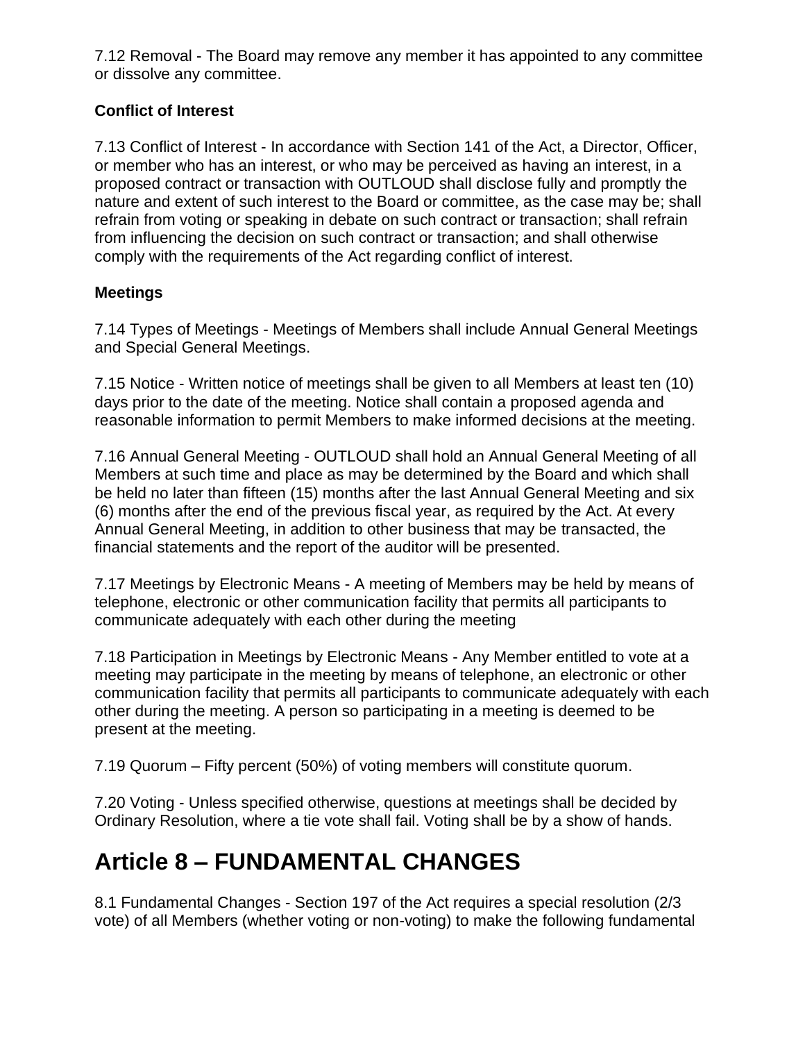7.12 Removal - The Board may remove any member it has appointed to any committee or dissolve any committee.

**Conflict of Interest**

7.13 Conflict of Interest - In accordance with Section 141 of the Act, a Director, Officer, or member who has an interest, or who may be perceived as having an interest, in a proposed contract or transaction with OUTLOUD shall disclose fully and promptly the nature and extent of such interest to the Board or committee, as the case may be; shall refrain from voting or speaking in debate on such contract or transaction; shall refrain from influencing the decision on such contract or transaction; and shall otherwise comply with the requirements of the Act regarding conflict of interest.

**Meetings**

7.14 Types of Meetings - Meetings of Members shall include Annual General Meetings and Special General Meetings.

7.15 Notice - Written notice of meetings shall be given to all Members at least ten (10) days prior to the date of the meeting. Notice shall contain a proposed agenda and reasonable information to permit Members to make informed decisions at the meeting.

7.16 Annual General Meeting - OUTLOUD shall hold an Annual General Meeting of all Members at such time and place as may be determined by the Board and which shall be held no later than fifteen (15) months after the last Annual General Meeting and six (6) months after the end of the previous fiscal year, as required by the Act. At every Annual General Meeting, in addition to other business that may be transacted, the financial statements and the report of the auditor will be presented.

7.17 Meetings by Electronic Means - A meeting of Members may be held by means of telephone, electronic or other communication facility that permits all participants to communicate adequately with each other during the meeting

7.18 Participation in Meetings by Electronic Means - Any Member entitled to vote at a meeting may participate in the meeting by means of telephone, an electronic or other communication facility that permits all participants to communicate adequately with each other during the meeting. A person so participating in a meeting is deemed to be present at the meeting.

7.19 Quorum – Fifty percent (50%) of voting members will constitute quorum.

7.20 Voting - Unless specified otherwise, questions at meetings shall be decided by Ordinary Resolution, where a tie vote shall fail. Voting shall be by a show of hands.

# Article 8 – FUNDAMENTAL CHANGES

8.1 Fundamental Changes - Section 197 of the Act requires a special resolution (2/3 vote) of all Members (whether voting or non-voting) to make the following fundamental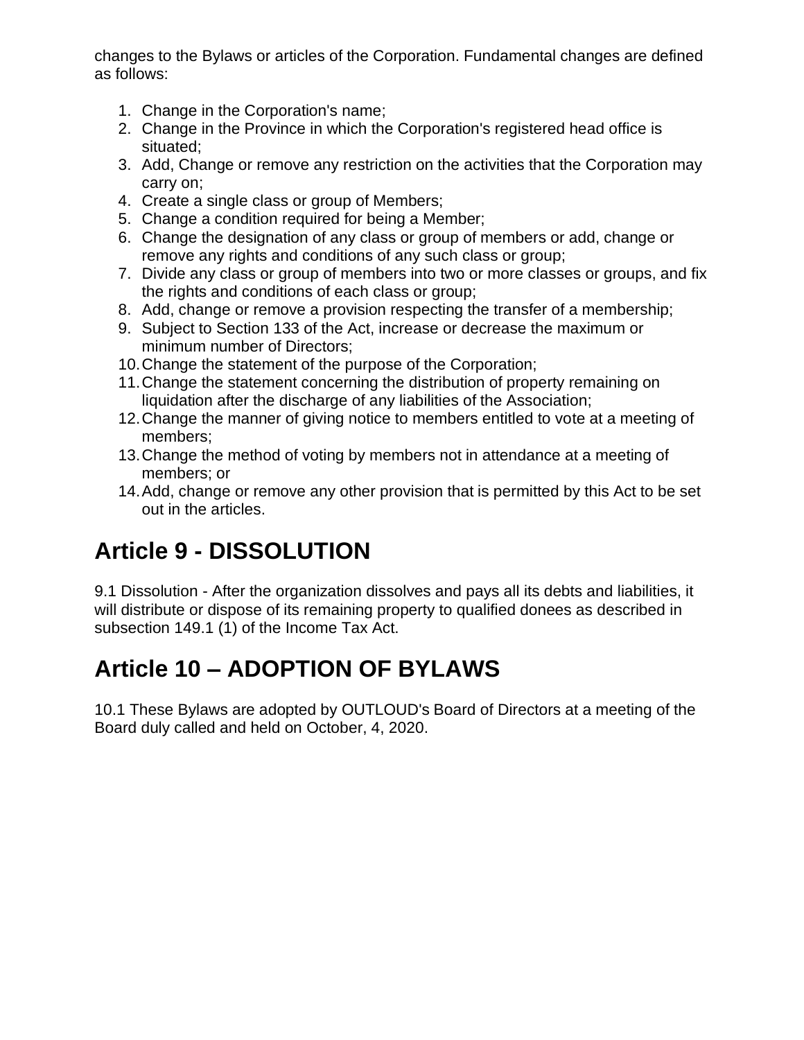changes to the Bylaws or articles of the Corporation. Fundamental changes are defined as follows:

1. Change in the Corporation's name;
2. Change in the Province in which the Corporation's registered head office is situated;
3. Add, Change or remove any restriction on the activities that the Corporation may carry on;
4. Create a single class or group of Members;
5. Change a condition required for being a Member;
6. Change the designation of any class or group of members or add, change or remove any rights and conditions of any such class or group;
7. Divide any class or group of members into two or more classes or groups, and fix the rights and conditions of each class or group;
8. Add, change or remove a provision respecting the transfer of a membership;
9. Subject to Section 133 of the Act, increase or decrease the maximum or minimum number of Directors;
10. Change the statement of the purpose of the Corporation;
11. Change the statement concerning the distribution of property remaining on liquidation after the discharge of any liabilities of the Association;
12. Change the manner of giving notice to members entitled to vote at a meeting of members;
13. Change the method of voting by members not in attendance at a meeting of members; or
14. Add, change or remove any other provision that is permitted by this Act to be set out in the articles.

# Article 9 - DISSOLUTION

9.1 Dissolution - After the organization dissolves and pays all its debts and liabilities, it will distribute or dispose of its remaining property to qualified donees as described in subsection 149.1 (1) of the Income Tax Act.

# Article 10 – ADOPTION OF BYLAWS

10.1 These Bylaws are adopted by OUTLOUD's Board of Directors at a meeting of the Board duly called and held on October, 4, 2020.